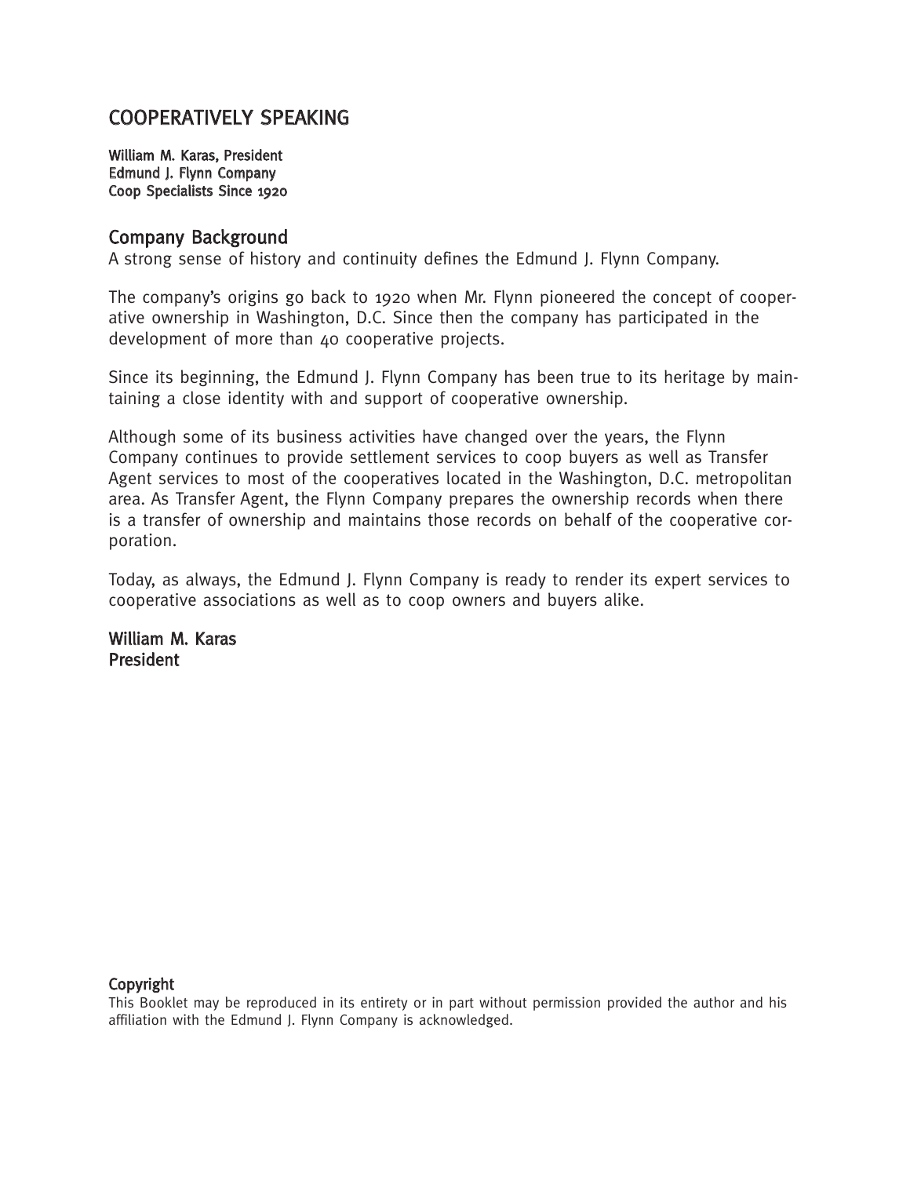# COOPERATIVELY SPEAKING

**William M. Karas, President**
**Edmund J. Flynn Company**
**Coop Specialists Since 1920**

## Company Background

A strong sense of history and continuity defines the Edmund J. Flynn Company.

The company's origins go back to 1920 when Mr. Flynn pioneered the concept of cooperative ownership in Washington, D.C. Since then the company has participated in the development of more than 40 cooperative projects.

Since its beginning, the Edmund J. Flynn Company has been true to its heritage by maintaining a close identity with and support of cooperative ownership.

Although some of its business activities have changed over the years, the Flynn Company continues to provide settlement services to coop buyers as well as Transfer Agent services to most of the cooperatives located in the Washington, D.C. metropolitan area. As Transfer Agent, the Flynn Company prepares the ownership records when there is a transfer of ownership and maintains those records on behalf of the cooperative corporation.

Today, as always, the Edmund J. Flynn Company is ready to render its expert services to cooperative associations as well as to coop owners and buyers alike.

**William M. Karas**
**President**

**Copyright**

This Booklet may be reproduced in its entirety or in part without permission provided the author and his affiliation with the Edmund J. Flynn Company is acknowledged.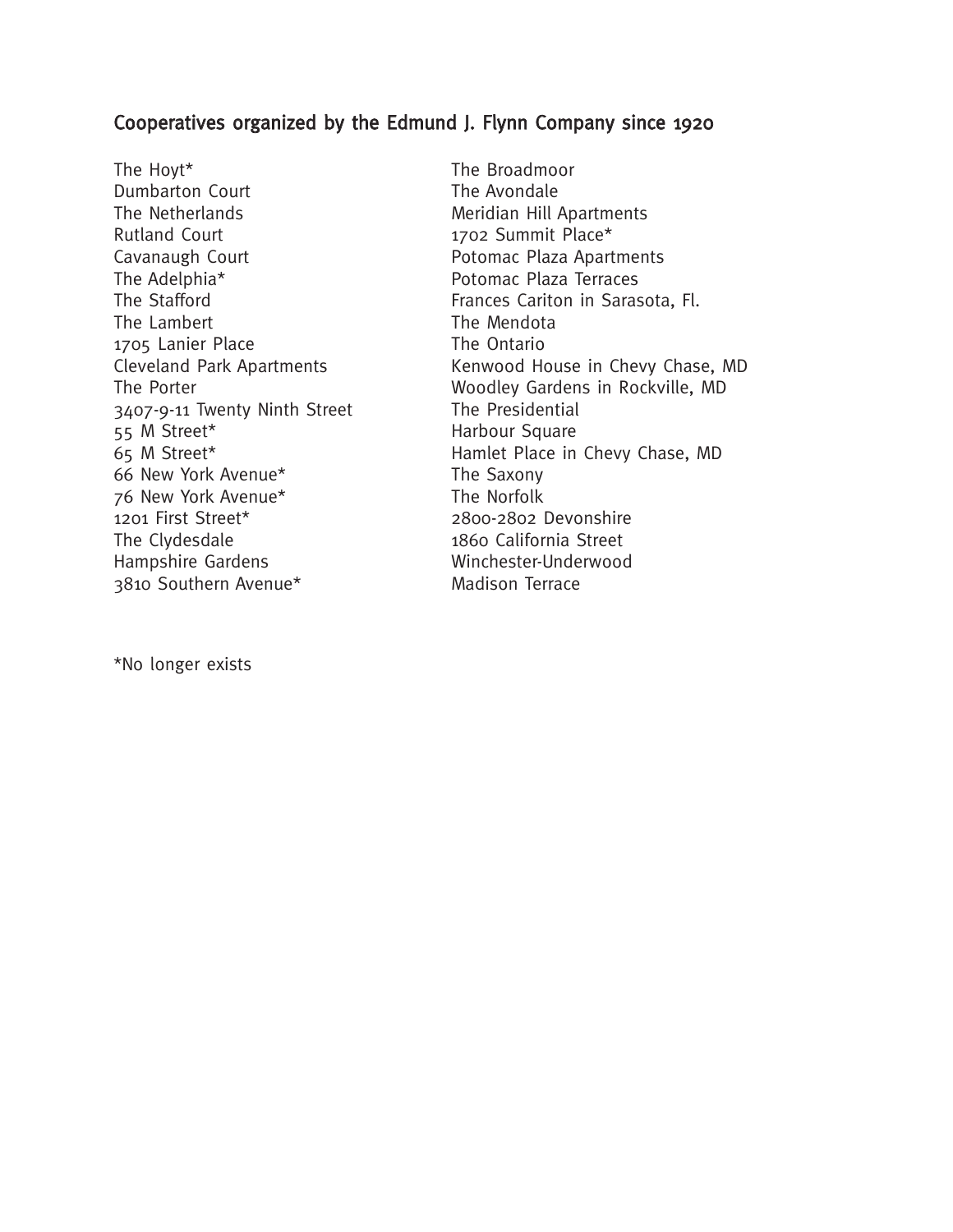## Cooperatives organized by the Edmund J. Flynn Company since 1920

The Hoyt*
Dumbarton Court
The Netherlands
Rutland Court
Cavanaugh Court
The Adelphia*
The Stafford
The Lambert
1705 Lanier Place
Cleveland Park Apartments
The Porter
3407-9-11 Twenty Ninth Street
55 M Street*
65 M Street*
66 New York Avenue*
76 New York Avenue*
1201 First Street*
The Clydesdale
Hampshire Gardens
3810 Southern Avenue*
The Broadmoor
The Avondale
Meridian Hill Apartments
1702 Summit Place*
Potomac Plaza Apartments
Potomac Plaza Terraces
Frances Cariton in Sarasota, Fl.
The Mendota
The Ontario
Kenwood House in Chevy Chase, MD
Woodley Gardens in Rockville, MD
The Presidential
Harbour Square
Hamlet Place in Chevy Chase, MD
The Saxony
The Norfolk
2800-2802 Devonshire
1860 California Street
Winchester-Underwood
Madison Terrace

*No longer exists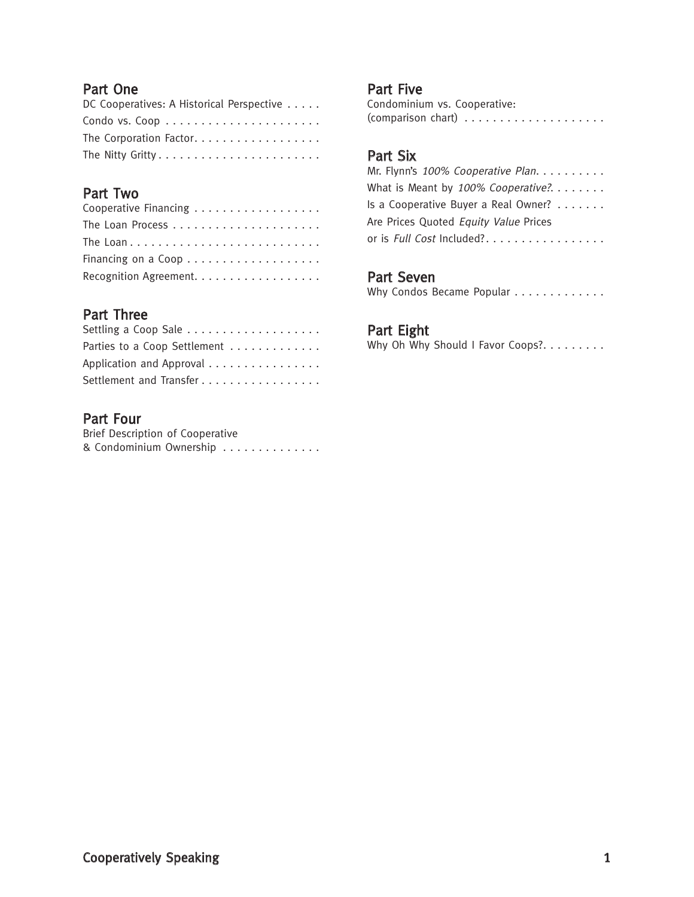## Part One

DC Cooperatives: A Historical Perspective . . . . .

Condo vs. Coop . . . . . . . . . . . . . . . . . . . . . .

The Corporation Factor. . . . . . . . . . . . . . . . . .

The Nitty Gritty . . . . . . . . . . . . . . . . . . . . . .

## Part Two

Cooperative Financing . . . . . . . . . . . . . . . . . .

The Loan Process . . . . . . . . . . . . . . . . . . . . .

The Loan . . . . . . . . . . . . . . . . . . . . . . . . . . .

Financing on a Coop . . . . . . . . . . . . . . . . . . .

Recognition Agreement. . . . . . . . . . . . . . . . . .

## Part Three

Settling a Coop Sale . . . . . . . . . . . . . . . . . . .

Parties to a Coop Settlement . . . . . . . . . . . . .

Application and Approval . . . . . . . . . . . . . . . .

Settlement and Transfer . . . . . . . . . . . . . . . . .

## Part Four

Brief Description of Cooperative
& Condominium Ownership . . . . . . . . . . . . . .

## Part Five

Condominium vs. Cooperative:
(comparison chart) . . . . . . . . . . . . . . . . . . . .

## Part Six

Mr. Flynn's *100% Cooperative Plan*. . . . . . . . . .

What is Meant by *100% Cooperative?*. . . . . . . .

Is a Cooperative Buyer a Real Owner? . . . . . . .

Are Prices Quoted *Equity Value* Prices
or is *Full Cost* Included?. . . . . . . . . . . . . . . . .

## Part Seven

Why Condos Became Popular . . . . . . . . . . . . .

## Part Eight

Why Oh Why Should I Favor Coops?. . . . . . . . .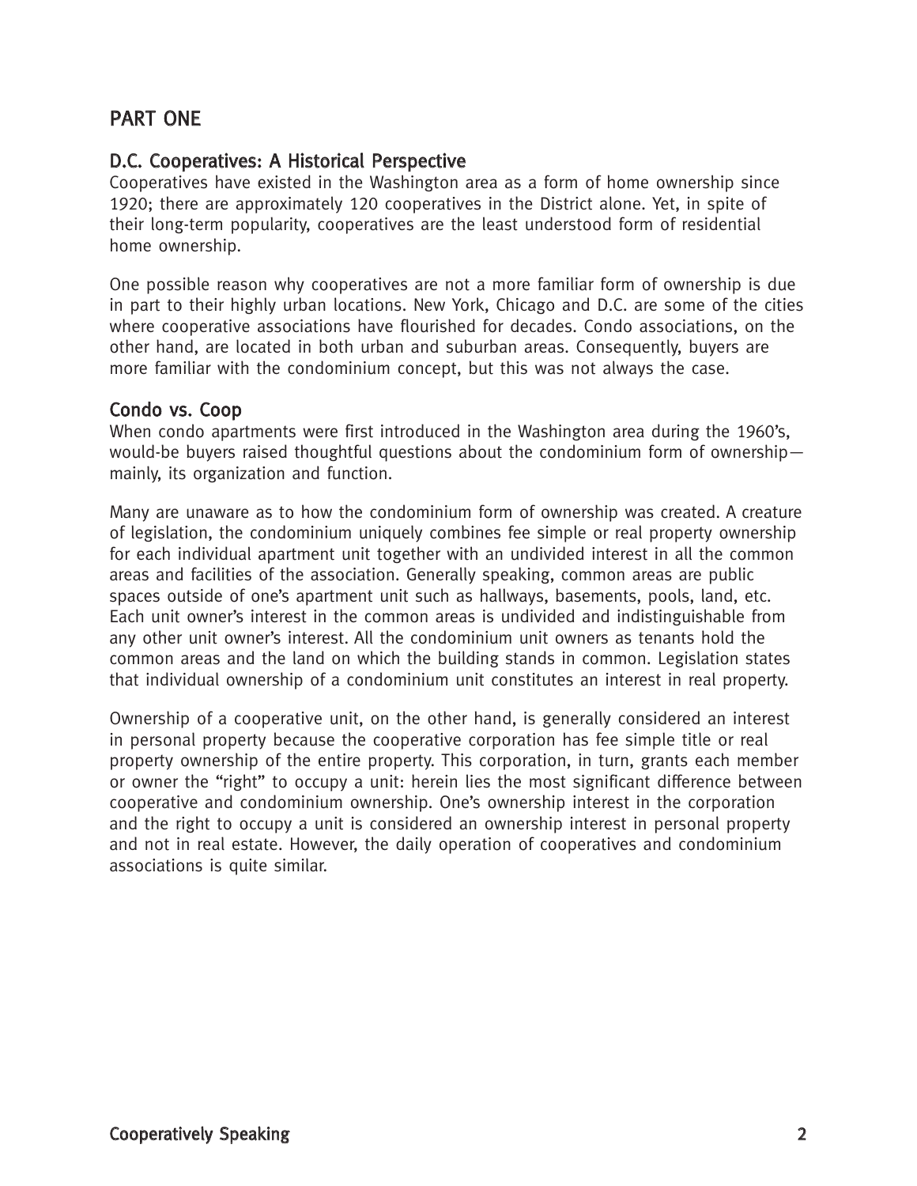# PART ONE

## D.C. Cooperatives: A Historical Perspective

Cooperatives have existed in the Washington area as a form of home ownership since 1920; there are approximately 120 cooperatives in the District alone. Yet, in spite of their long-term popularity, cooperatives are the least understood form of residential home ownership.

One possible reason why cooperatives are not a more familiar form of ownership is due in part to their highly urban locations. New York, Chicago and D.C. are some of the cities where cooperative associations have flourished for decades. Condo associations, on the other hand, are located in both urban and suburban areas. Consequently, buyers are more familiar with the condominium concept, but this was not always the case.

## Condo vs. Coop

When condo apartments were first introduced in the Washington area during the 1960's, would-be buyers raised thoughtful questions about the condominium form of ownership—mainly, its organization and function.

Many are unaware as to how the condominium form of ownership was created. A creature of legislation, the condominium uniquely combines fee simple or real property ownership for each individual apartment unit together with an undivided interest in all the common areas and facilities of the association. Generally speaking, common areas are public spaces outside of one's apartment unit such as hallways, basements, pools, land, etc. Each unit owner's interest in the common areas is undivided and indistinguishable from any other unit owner's interest. All the condominium unit owners as tenants hold the common areas and the land on which the building stands in common. Legislation states that individual ownership of a condominium unit constitutes an interest in real property.

Ownership of a cooperative unit, on the other hand, is generally considered an interest in personal property because the cooperative corporation has fee simple title or real property ownership of the entire property. This corporation, in turn, grants each member or owner the "right" to occupy a unit: herein lies the most significant difference between cooperative and condominium ownership. One's ownership interest in the corporation and the right to occupy a unit is considered an ownership interest in personal property and not in real estate. However, the daily operation of cooperatives and condominium associations is quite similar.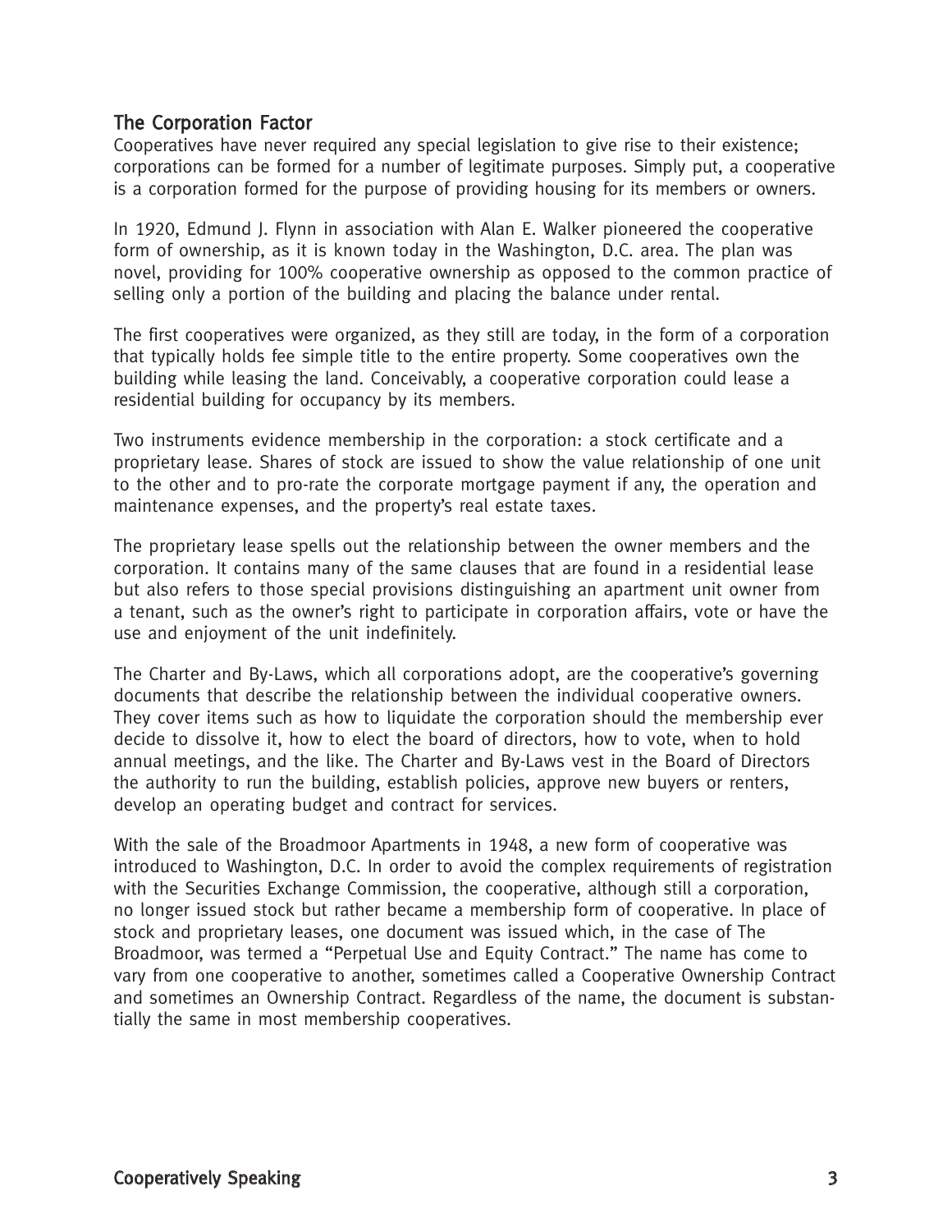## The Corporation Factor

Cooperatives have never required any special legislation to give rise to their existence; corporations can be formed for a number of legitimate purposes. Simply put, a cooperative is a corporation formed for the purpose of providing housing for its members or owners.

In 1920, Edmund J. Flynn in association with Alan E. Walker pioneered the cooperative form of ownership, as it is known today in the Washington, D.C. area. The plan was novel, providing for 100% cooperative ownership as opposed to the common practice of selling only a portion of the building and placing the balance under rental.

The first cooperatives were organized, as they still are today, in the form of a corporation that typically holds fee simple title to the entire property. Some cooperatives own the building while leasing the land. Conceivably, a cooperative corporation could lease a residential building for occupancy by its members.

Two instruments evidence membership in the corporation: a stock certificate and a proprietary lease. Shares of stock are issued to show the value relationship of one unit to the other and to pro-rate the corporate mortgage payment if any, the operation and maintenance expenses, and the property's real estate taxes.

The proprietary lease spells out the relationship between the owner members and the corporation. It contains many of the same clauses that are found in a residential lease but also refers to those special provisions distinguishing an apartment unit owner from a tenant, such as the owner's right to participate in corporation affairs, vote or have the use and enjoyment of the unit indefinitely.

The Charter and By-Laws, which all corporations adopt, are the cooperative's governing documents that describe the relationship between the individual cooperative owners. They cover items such as how to liquidate the corporation should the membership ever decide to dissolve it, how to elect the board of directors, how to vote, when to hold annual meetings, and the like. The Charter and By-Laws vest in the Board of Directors the authority to run the building, establish policies, approve new buyers or renters, develop an operating budget and contract for services.

With the sale of the Broadmoor Apartments in 1948, a new form of cooperative was introduced to Washington, D.C. In order to avoid the complex requirements of registration with the Securities Exchange Commission, the cooperative, although still a corporation, no longer issued stock but rather became a membership form of cooperative. In place of stock and proprietary leases, one document was issued which, in the case of The Broadmoor, was termed a "Perpetual Use and Equity Contract." The name has come to vary from one cooperative to another, sometimes called a Cooperative Ownership Contract and sometimes an Ownership Contract. Regardless of the name, the document is substantially the same in most membership cooperatives.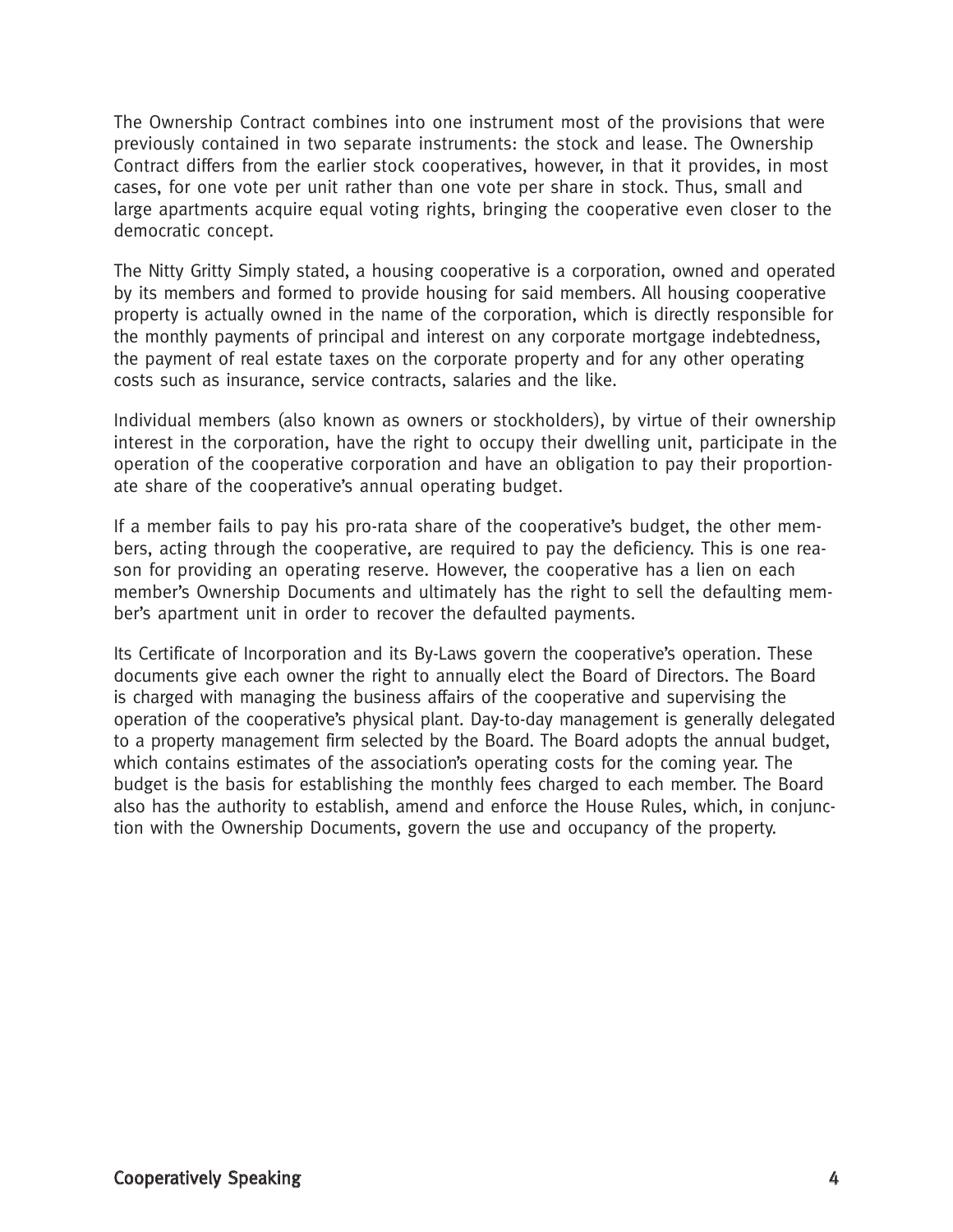The Ownership Contract combines into one instrument most of the provisions that were previously contained in two separate instruments: the stock and lease. The Ownership Contract differs from the earlier stock cooperatives, however, in that it provides, in most cases, for one vote per unit rather than one vote per share in stock. Thus, small and large apartments acquire equal voting rights, bringing the cooperative even closer to the democratic concept.

The Nitty Gritty Simply stated, a housing cooperative is a corporation, owned and operated by its members and formed to provide housing for said members. All housing cooperative property is actually owned in the name of the corporation, which is directly responsible for the monthly payments of principal and interest on any corporate mortgage indebtedness, the payment of real estate taxes on the corporate property and for any other operating costs such as insurance, service contracts, salaries and the like.

Individual members (also known as owners or stockholders), by virtue of their ownership interest in the corporation, have the right to occupy their dwelling unit, participate in the operation of the cooperative corporation and have an obligation to pay their proportionate share of the cooperative's annual operating budget.

If a member fails to pay his pro-rata share of the cooperative's budget, the other members, acting through the cooperative, are required to pay the deficiency. This is one reason for providing an operating reserve. However, the cooperative has a lien on each member's Ownership Documents and ultimately has the right to sell the defaulting member's apartment unit in order to recover the defaulted payments.

Its Certificate of Incorporation and its By-Laws govern the cooperative's operation. These documents give each owner the right to annually elect the Board of Directors. The Board is charged with managing the business affairs of the cooperative and supervising the operation of the cooperative's physical plant. Day-to-day management is generally delegated to a property management firm selected by the Board. The Board adopts the annual budget, which contains estimates of the association's operating costs for the coming year. The budget is the basis for establishing the monthly fees charged to each member. The Board also has the authority to establish, amend and enforce the House Rules, which, in conjunction with the Ownership Documents, govern the use and occupancy of the property.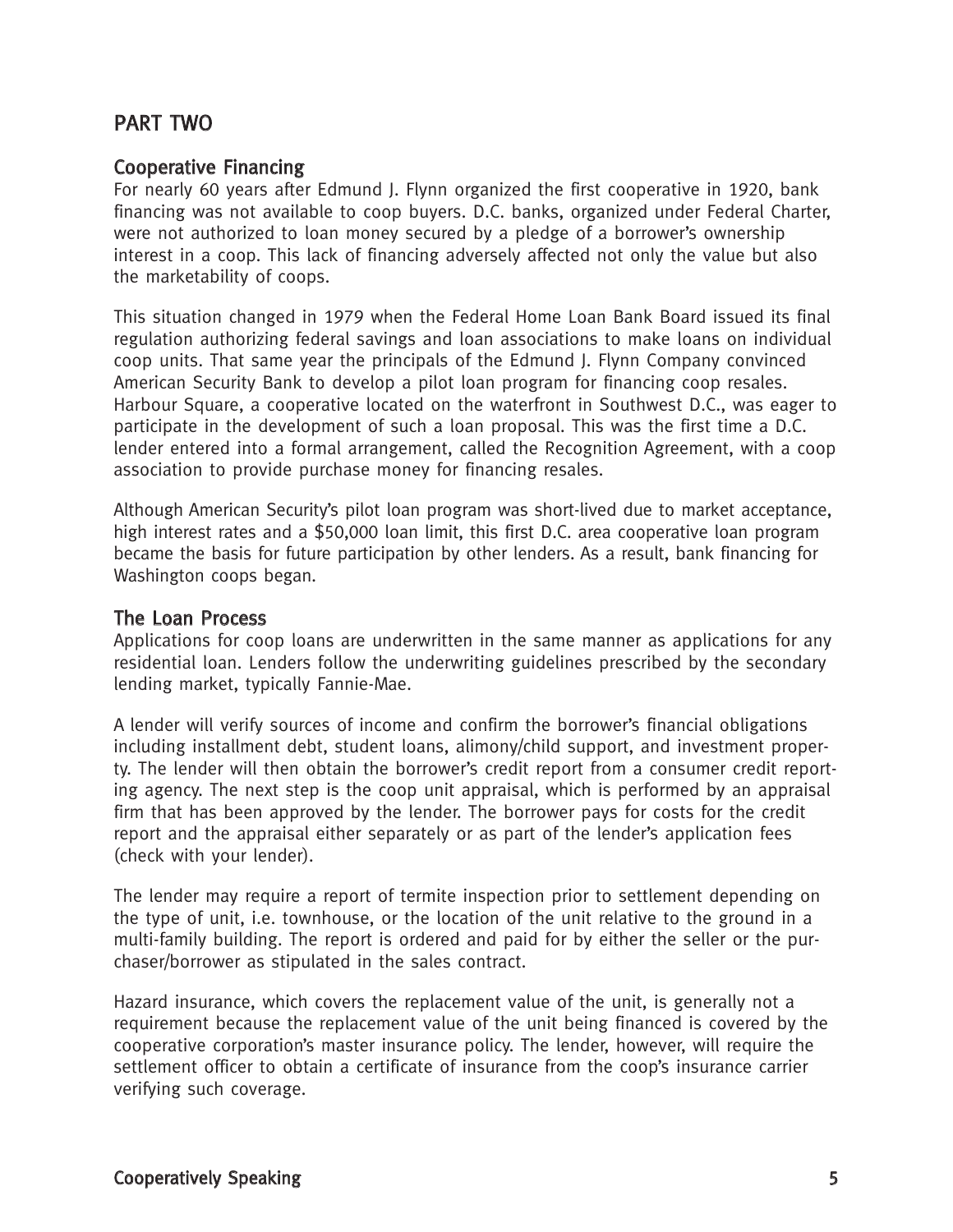## PART TWO

### Cooperative Financing

For nearly 60 years after Edmund J. Flynn organized the first cooperative in 1920, bank financing was not available to coop buyers. D.C. banks, organized under Federal Charter, were not authorized to loan money secured by a pledge of a borrower's ownership interest in a coop. This lack of financing adversely affected not only the value but also the marketability of coops.

This situation changed in 1979 when the Federal Home Loan Bank Board issued its final regulation authorizing federal savings and loan associations to make loans on individual coop units. That same year the principals of the Edmund J. Flynn Company convinced American Security Bank to develop a pilot loan program for financing coop resales. Harbour Square, a cooperative located on the waterfront in Southwest D.C., was eager to participate in the development of such a loan proposal. This was the first time a D.C. lender entered into a formal arrangement, called the Recognition Agreement, with a coop association to provide purchase money for financing resales.

Although American Security's pilot loan program was short-lived due to market acceptance, high interest rates and a $50,000 loan limit, this first D.C. area cooperative loan program became the basis for future participation by other lenders. As a result, bank financing for Washington coops began.

### The Loan Process

Applications for coop loans are underwritten in the same manner as applications for any residential loan. Lenders follow the underwriting guidelines prescribed by the secondary lending market, typically Fannie-Mae.

A lender will verify sources of income and confirm the borrower's financial obligations including installment debt, student loans, alimony/child support, and investment property. The lender will then obtain the borrower's credit report from a consumer credit reporting agency. The next step is the coop unit appraisal, which is performed by an appraisal firm that has been approved by the lender. The borrower pays for costs for the credit report and the appraisal either separately or as part of the lender's application fees (check with your lender).

The lender may require a report of termite inspection prior to settlement depending on the type of unit, i.e. townhouse, or the location of the unit relative to the ground in a multi-family building. The report is ordered and paid for by either the seller or the purchaser/borrower as stipulated in the sales contract.

Hazard insurance, which covers the replacement value of the unit, is generally not a requirement because the replacement value of the unit being financed is covered by the cooperative corporation's master insurance policy. The lender, however, will require the settlement officer to obtain a certificate of insurance from the coop's insurance carrier verifying such coverage.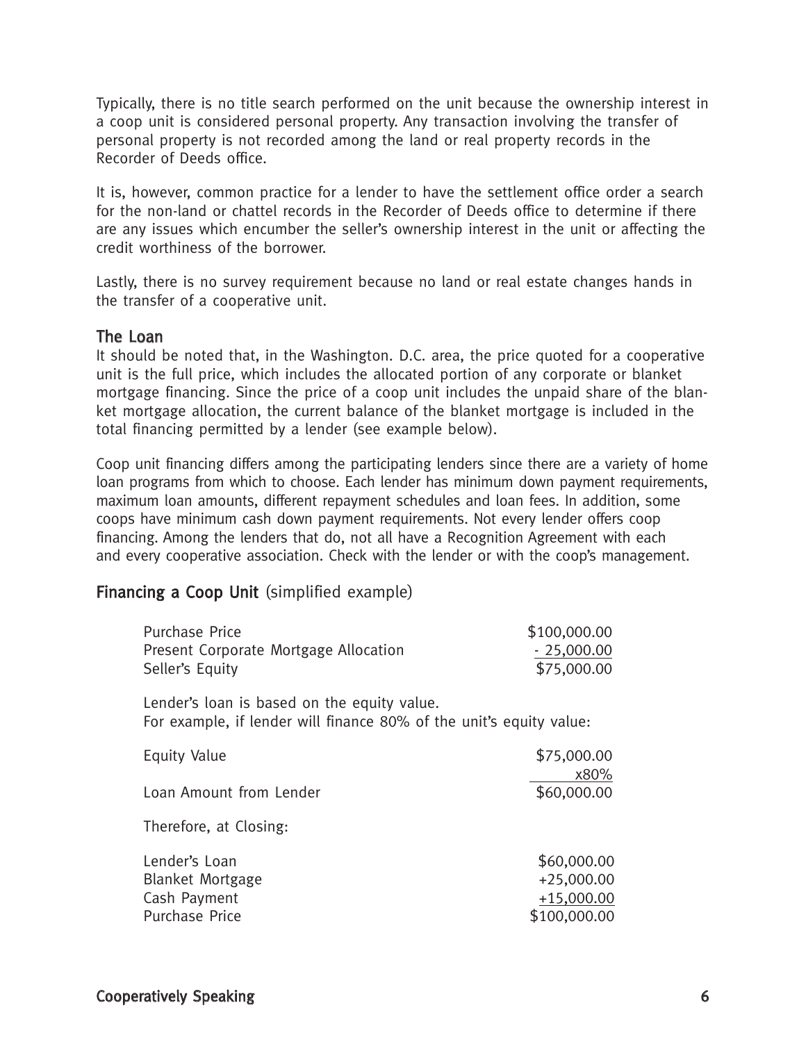Typically, there is no title search performed on the unit because the ownership interest in a coop unit is considered personal property. Any transaction involving the transfer of personal property is not recorded among the land or real property records in the Recorder of Deeds office.

It is, however, common practice for a lender to have the settlement office order a search for the non-land or chattel records in the Recorder of Deeds office to determine if there are any issues which encumber the seller's ownership interest in the unit or affecting the credit worthiness of the borrower.

Lastly, there is no survey requirement because no land or real estate changes hands in the transfer of a cooperative unit.

## The Loan

It should be noted that, in the Washington. D.C. area, the price quoted for a cooperative unit is the full price, which includes the allocated portion of any corporate or blanket mortgage financing. Since the price of a coop unit includes the unpaid share of the blanket mortgage allocation, the current balance of the blanket mortgage is included in the total financing permitted by a lender (see example below).

Coop unit financing differs among the participating lenders since there are a variety of home loan programs from which to choose. Each lender has minimum down payment requirements, maximum loan amounts, different repayment schedules and loan fees. In addition, some coops have minimum cash down payment requirements. Not every lender offers coop financing. Among the lenders that do, not all have a Recognition Agreement with each and every cooperative association. Check with the lender or with the coop's management.

## Financing a Coop Unit (simplified example)

| | |
|---|---|
| Purchase Price | \$100,000.00 |
| Present Corporate Mortgage Allocation | - 25,000.00 |
| Seller's Equity | \$75,000.00 |

Lender's loan is based on the equity value.
For example, if lender will finance 80% of the unit's equity value:

| | |
|---|---|
| Equity Value | \$75,000.00 |
| | x80% |
| Loan Amount from Lender | \$60,000.00 |

Therefore, at Closing:

| | |
|---|---|
| Lender's Loan | \$60,000.00 |
| Blanket Mortgage | +25,000.00 |
| Cash Payment | +15,000.00 |
| Purchase Price | \$100,000.00 |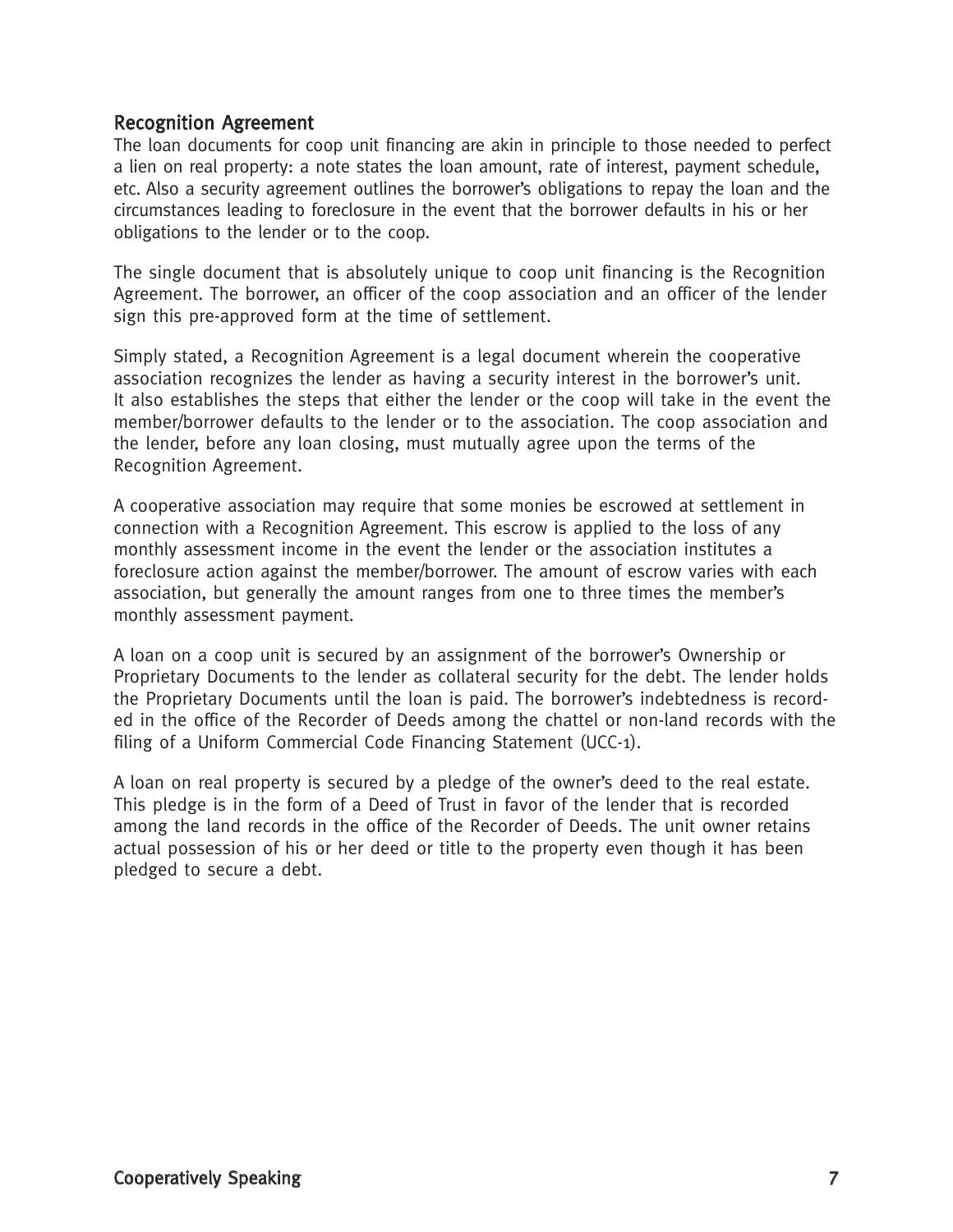## Recognition Agreement

The loan documents for coop unit financing are akin in principle to those needed to perfect a lien on real property: a note states the loan amount, rate of interest, payment schedule, etc. Also a security agreement outlines the borrower's obligations to repay the loan and the circumstances leading to foreclosure in the event that the borrower defaults in his or her obligations to the lender or to the coop.

The single document that is absolutely unique to coop unit financing is the Recognition Agreement. The borrower, an officer of the coop association and an officer of the lender sign this pre-approved form at the time of settlement.

Simply stated, a Recognition Agreement is a legal document wherein the cooperative association recognizes the lender as having a security interest in the borrower's unit. It also establishes the steps that either the lender or the coop will take in the event the member/borrower defaults to the lender or to the association. The coop association and the lender, before any loan closing, must mutually agree upon the terms of the Recognition Agreement.

A cooperative association may require that some monies be escrowed at settlement in connection with a Recognition Agreement. This escrow is applied to the loss of any monthly assessment income in the event the lender or the association institutes a foreclosure action against the member/borrower. The amount of escrow varies with each association, but generally the amount ranges from one to three times the member's monthly assessment payment.

A loan on a coop unit is secured by an assignment of the borrower's Ownership or Proprietary Documents to the lender as collateral security for the debt. The lender holds the Proprietary Documents until the loan is paid. The borrower's indebtedness is recorded in the office of the Recorder of Deeds among the chattel or non-land records with the filing of a Uniform Commercial Code Financing Statement (UCC-1).

A loan on real property is secured by a pledge of the owner's deed to the real estate. This pledge is in the form of a Deed of Trust in favor of the lender that is recorded among the land records in the office of the Recorder of Deeds. The unit owner retains actual possession of his or her deed or title to the property even though it has been pledged to secure a debt.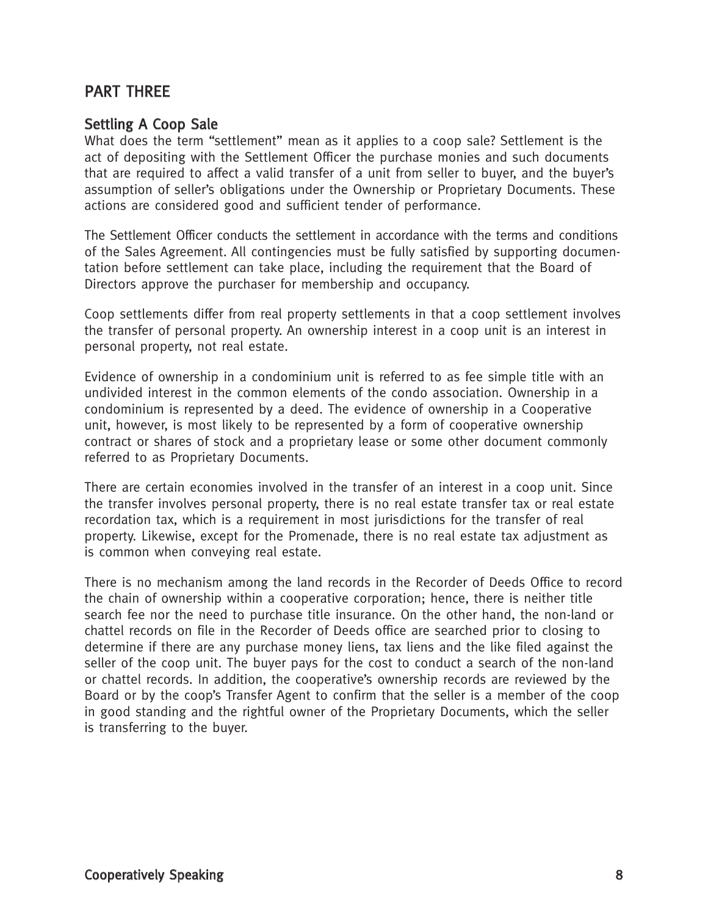## PART THREE

### Settling A Coop Sale

What does the term "settlement" mean as it applies to a coop sale? Settlement is the act of depositing with the Settlement Officer the purchase monies and such documents that are required to affect a valid transfer of a unit from seller to buyer, and the buyer's assumption of seller's obligations under the Ownership or Proprietary Documents. These actions are considered good and sufficient tender of performance.

The Settlement Officer conducts the settlement in accordance with the terms and conditions of the Sales Agreement. All contingencies must be fully satisfied by supporting documentation before settlement can take place, including the requirement that the Board of Directors approve the purchaser for membership and occupancy.

Coop settlements differ from real property settlements in that a coop settlement involves the transfer of personal property. An ownership interest in a coop unit is an interest in personal property, not real estate.

Evidence of ownership in a condominium unit is referred to as fee simple title with an undivided interest in the common elements of the condo association. Ownership in a condominium is represented by a deed. The evidence of ownership in a Cooperative unit, however, is most likely to be represented by a form of cooperative ownership contract or shares of stock and a proprietary lease or some other document commonly referred to as Proprietary Documents.

There are certain economies involved in the transfer of an interest in a coop unit. Since the transfer involves personal property, there is no real estate transfer tax or real estate recordation tax, which is a requirement in most jurisdictions for the transfer of real property. Likewise, except for the Promenade, there is no real estate tax adjustment as is common when conveying real estate.

There is no mechanism among the land records in the Recorder of Deeds Office to record the chain of ownership within a cooperative corporation; hence, there is neither title search fee nor the need to purchase title insurance. On the other hand, the non-land or chattel records on file in the Recorder of Deeds office are searched prior to closing to determine if there are any purchase money liens, tax liens and the like filed against the seller of the coop unit. The buyer pays for the cost to conduct a search of the non-land or chattel records. In addition, the cooperative's ownership records are reviewed by the Board or by the coop's Transfer Agent to confirm that the seller is a member of the coop in good standing and the rightful owner of the Proprietary Documents, which the seller is transferring to the buyer.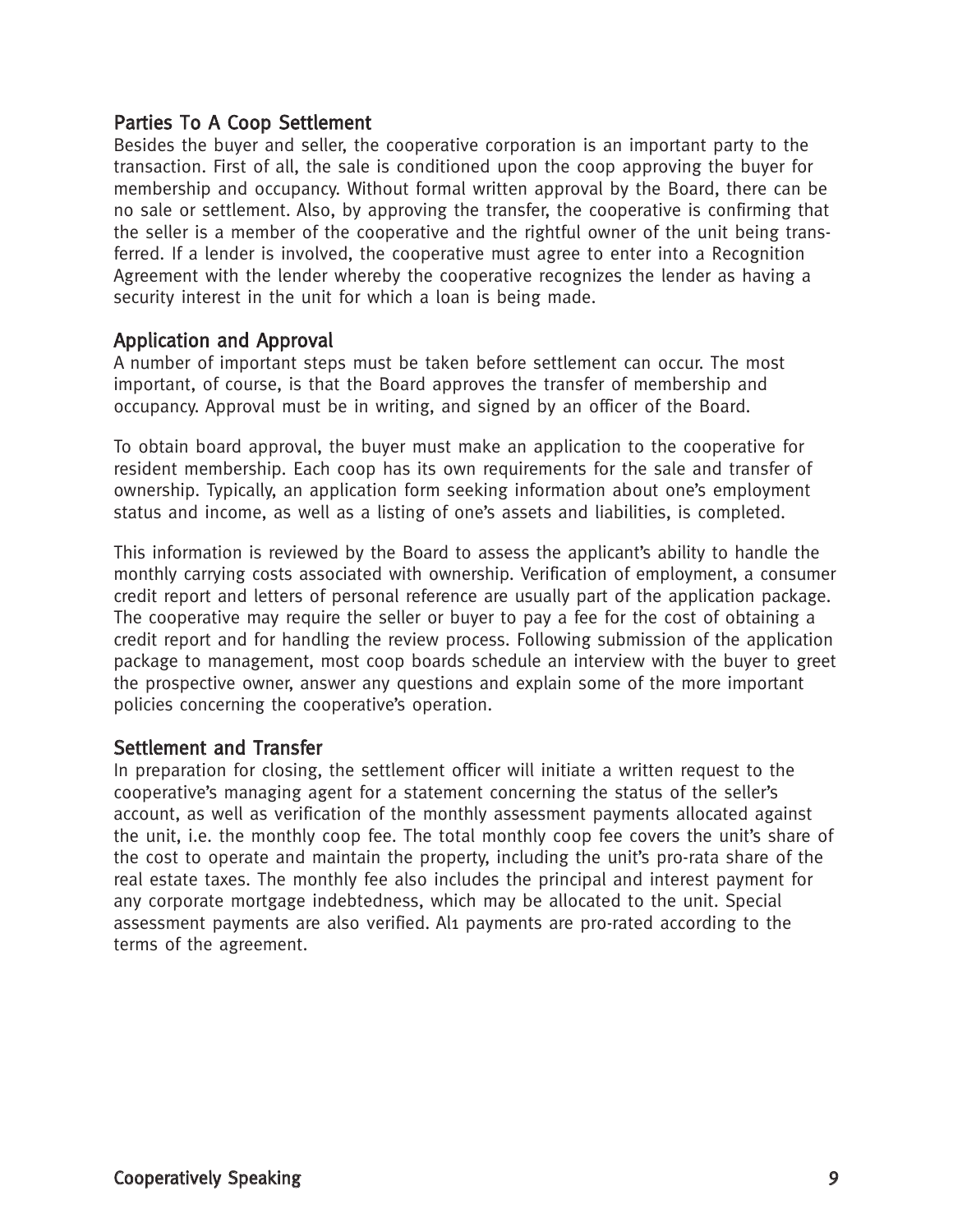## Parties To A Coop Settlement

Besides the buyer and seller, the cooperative corporation is an important party to the transaction. First of all, the sale is conditioned upon the coop approving the buyer for membership and occupancy. Without formal written approval by the Board, there can be no sale or settlement. Also, by approving the transfer, the cooperative is confirming that the seller is a member of the cooperative and the rightful owner of the unit being transferred. If a lender is involved, the cooperative must agree to enter into a Recognition Agreement with the lender whereby the cooperative recognizes the lender as having a security interest in the unit for which a loan is being made.

## Application and Approval

A number of important steps must be taken before settlement can occur. The most important, of course, is that the Board approves the transfer of membership and occupancy. Approval must be in writing, and signed by an officer of the Board.

To obtain board approval, the buyer must make an application to the cooperative for resident membership. Each coop has its own requirements for the sale and transfer of ownership. Typically, an application form seeking information about one's employment status and income, as well as a listing of one's assets and liabilities, is completed.

This information is reviewed by the Board to assess the applicant's ability to handle the monthly carrying costs associated with ownership. Verification of employment, a consumer credit report and letters of personal reference are usually part of the application package. The cooperative may require the seller or buyer to pay a fee for the cost of obtaining a credit report and for handling the review process. Following submission of the application package to management, most coop boards schedule an interview with the buyer to greet the prospective owner, answer any questions and explain some of the more important policies concerning the cooperative's operation.

## Settlement and Transfer

In preparation for closing, the settlement officer will initiate a written request to the cooperative's managing agent for a statement concerning the status of the seller's account, as well as verification of the monthly assessment payments allocated against the unit, i.e. the monthly coop fee. The total monthly coop fee covers the unit's share of the cost to operate and maintain the property, including the unit's pro-rata share of the real estate taxes. The monthly fee also includes the principal and interest payment for any corporate mortgage indebtedness, which may be allocated to the unit. Special assessment payments are also verified. All payments are pro-rated according to the terms of the agreement.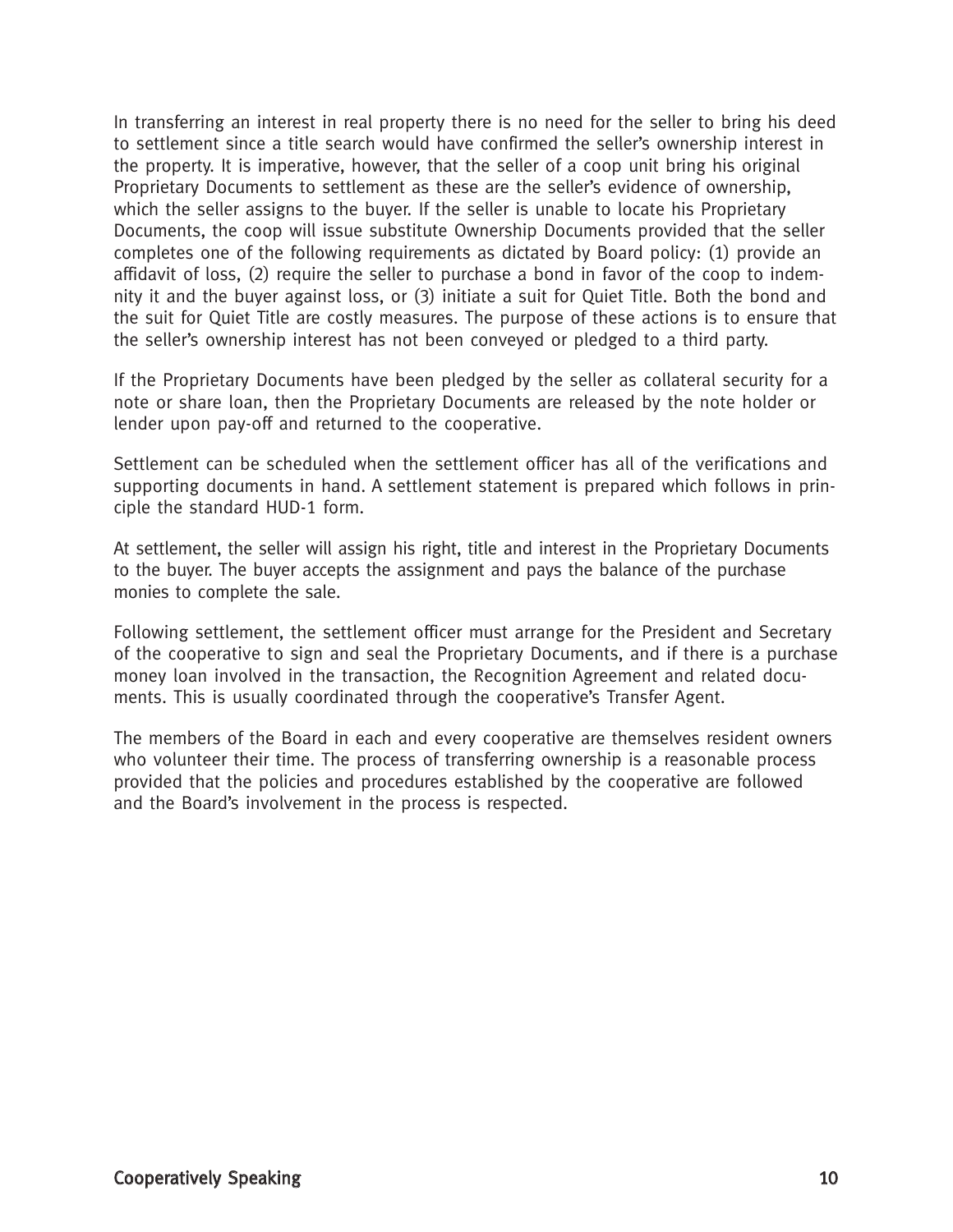In transferring an interest in real property there is no need for the seller to bring his deed to settlement since a title search would have confirmed the seller's ownership interest in the property. It is imperative, however, that the seller of a coop unit bring his original Proprietary Documents to settlement as these are the seller's evidence of ownership, which the seller assigns to the buyer. If the seller is unable to locate his Proprietary Documents, the coop will issue substitute Ownership Documents provided that the seller completes one of the following requirements as dictated by Board policy: (1) provide an affidavit of loss, (2) require the seller to purchase a bond in favor of the coop to indemnity it and the buyer against loss, or (3) initiate a suit for Quiet Title. Both the bond and the suit for Quiet Title are costly measures. The purpose of these actions is to ensure that the seller's ownership interest has not been conveyed or pledged to a third party.

If the Proprietary Documents have been pledged by the seller as collateral security for a note or share loan, then the Proprietary Documents are released by the note holder or lender upon pay-off and returned to the cooperative.

Settlement can be scheduled when the settlement officer has all of the verifications and supporting documents in hand. A settlement statement is prepared which follows in principle the standard HUD-1 form.

At settlement, the seller will assign his right, title and interest in the Proprietary Documents to the buyer. The buyer accepts the assignment and pays the balance of the purchase monies to complete the sale.

Following settlement, the settlement officer must arrange for the President and Secretary of the cooperative to sign and seal the Proprietary Documents, and if there is a purchase money loan involved in the transaction, the Recognition Agreement and related documents. This is usually coordinated through the cooperative's Transfer Agent.

The members of the Board in each and every cooperative are themselves resident owners who volunteer their time. The process of transferring ownership is a reasonable process provided that the policies and procedures established by the cooperative are followed and the Board's involvement in the process is respected.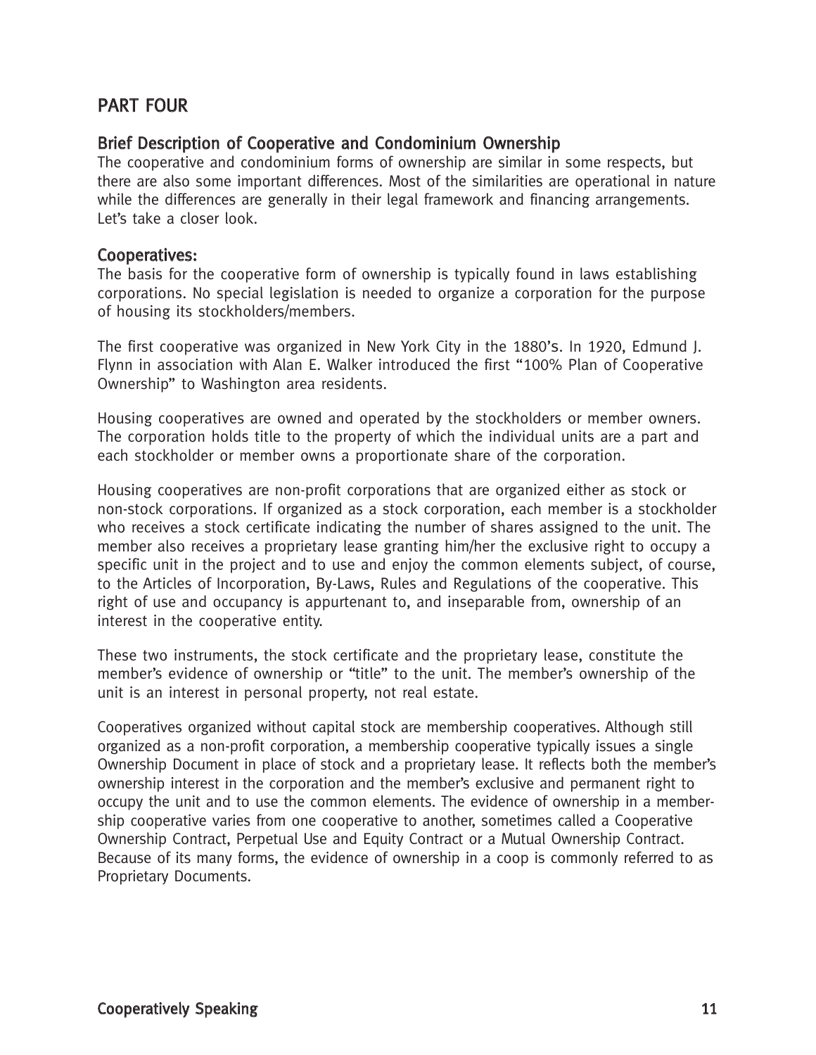## PART FOUR

### Brief Description of Cooperative and Condominium Ownership

The cooperative and condominium forms of ownership are similar in some respects, but there are also some important differences. Most of the similarities are operational in nature while the differences are generally in their legal framework and financing arrangements. Let's take a closer look.

### Cooperatives:

The basis for the cooperative form of ownership is typically found in laws establishing corporations. No special legislation is needed to organize a corporation for the purpose of housing its stockholders/members.

The first cooperative was organized in New York City in the 1880's. In 1920, Edmund J. Flynn in association with Alan E. Walker introduced the first "100% Plan of Cooperative Ownership" to Washington area residents.

Housing cooperatives are owned and operated by the stockholders or member owners. The corporation holds title to the property of which the individual units are a part and each stockholder or member owns a proportionate share of the corporation.

Housing cooperatives are non-profit corporations that are organized either as stock or non-stock corporations. If organized as a stock corporation, each member is a stockholder who receives a stock certificate indicating the number of shares assigned to the unit. The member also receives a proprietary lease granting him/her the exclusive right to occupy a specific unit in the project and to use and enjoy the common elements subject, of course, to the Articles of Incorporation, By-Laws, Rules and Regulations of the cooperative. This right of use and occupancy is appurtenant to, and inseparable from, ownership of an interest in the cooperative entity.

These two instruments, the stock certificate and the proprietary lease, constitute the member's evidence of ownership or "title" to the unit. The member's ownership of the unit is an interest in personal property, not real estate.

Cooperatives organized without capital stock are membership cooperatives. Although still organized as a non-profit corporation, a membership cooperative typically issues a single Ownership Document in place of stock and a proprietary lease. It reflects both the member's ownership interest in the corporation and the member's exclusive and permanent right to occupy the unit and to use the common elements. The evidence of ownership in a membership cooperative varies from one cooperative to another, sometimes called a Cooperative Ownership Contract, Perpetual Use and Equity Contract or a Mutual Ownership Contract. Because of its many forms, the evidence of ownership in a coop is commonly referred to as Proprietary Documents.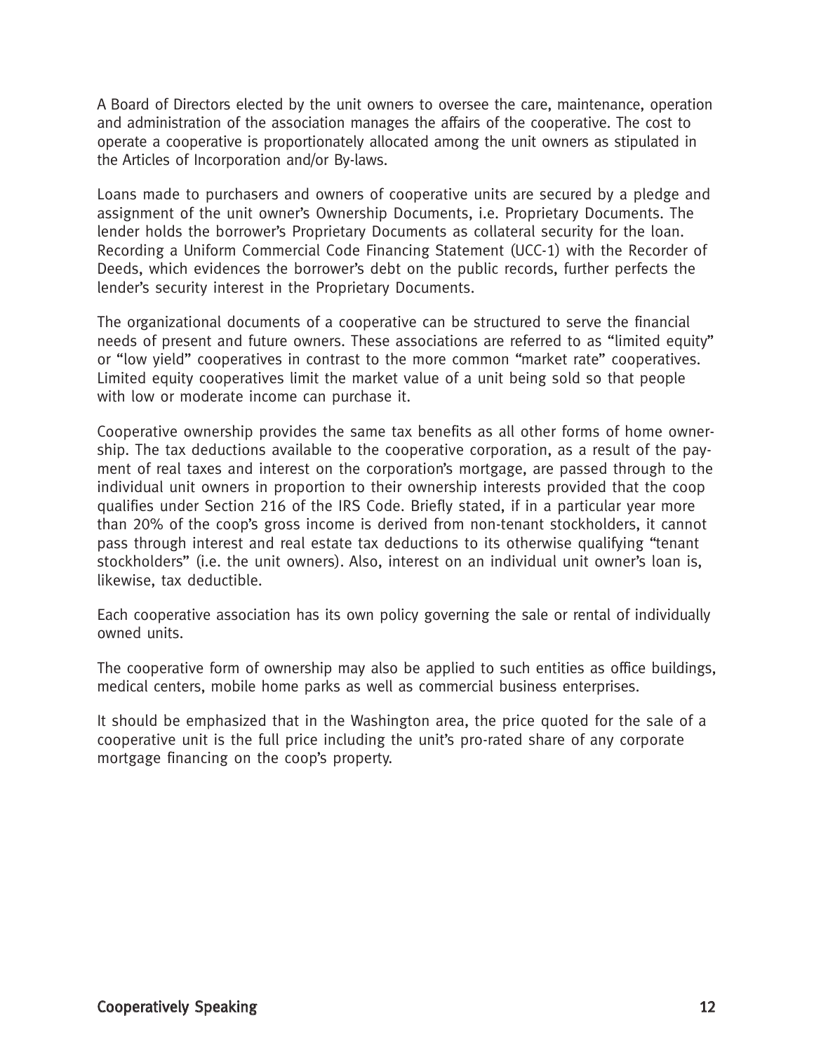A Board of Directors elected by the unit owners to oversee the care, maintenance, operation and administration of the association manages the affairs of the cooperative. The cost to operate a cooperative is proportionately allocated among the unit owners as stipulated in the Articles of Incorporation and/or By-laws.

Loans made to purchasers and owners of cooperative units are secured by a pledge and assignment of the unit owner's Ownership Documents, i.e. Proprietary Documents. The lender holds the borrower's Proprietary Documents as collateral security for the loan. Recording a Uniform Commercial Code Financing Statement (UCC-1) with the Recorder of Deeds, which evidences the borrower's debt on the public records, further perfects the lender's security interest in the Proprietary Documents.

The organizational documents of a cooperative can be structured to serve the financial needs of present and future owners. These associations are referred to as "limited equity" or "low yield" cooperatives in contrast to the more common "market rate" cooperatives. Limited equity cooperatives limit the market value of a unit being sold so that people with low or moderate income can purchase it.

Cooperative ownership provides the same tax benefits as all other forms of home ownership. The tax deductions available to the cooperative corporation, as a result of the payment of real taxes and interest on the corporation's mortgage, are passed through to the individual unit owners in proportion to their ownership interests provided that the coop qualifies under Section 216 of the IRS Code. Briefly stated, if in a particular year more than 20% of the coop's gross income is derived from non-tenant stockholders, it cannot pass through interest and real estate tax deductions to its otherwise qualifying "tenant stockholders" (i.e. the unit owners). Also, interest on an individual unit owner's loan is, likewise, tax deductible.

Each cooperative association has its own policy governing the sale or rental of individually owned units.

The cooperative form of ownership may also be applied to such entities as office buildings, medical centers, mobile home parks as well as commercial business enterprises.

It should be emphasized that in the Washington area, the price quoted for the sale of a cooperative unit is the full price including the unit's pro-rated share of any corporate mortgage financing on the coop's property.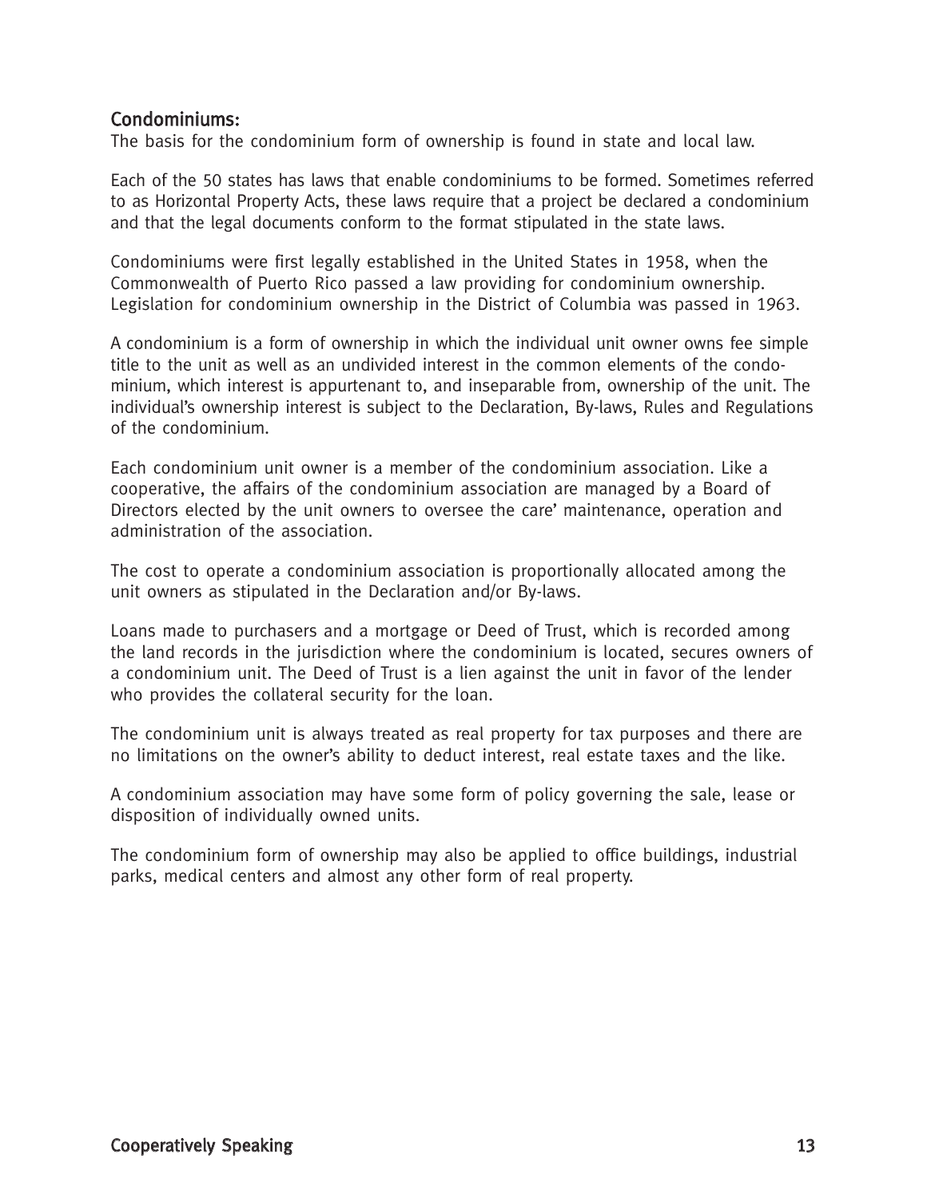## Condominiums:

The basis for the condominium form of ownership is found in state and local law.

Each of the 50 states has laws that enable condominiums to be formed. Sometimes referred to as Horizontal Property Acts, these laws require that a project be declared a condominium and that the legal documents conform to the format stipulated in the state laws.

Condominiums were first legally established in the United States in 1958, when the Commonwealth of Puerto Rico passed a law providing for condominium ownership. Legislation for condominium ownership in the District of Columbia was passed in 1963.

A condominium is a form of ownership in which the individual unit owner owns fee simple title to the unit as well as an undivided interest in the common elements of the condominium, which interest is appurtenant to, and inseparable from, ownership of the unit. The individual's ownership interest is subject to the Declaration, By-laws, Rules and Regulations of the condominium.

Each condominium unit owner is a member of the condominium association. Like a cooperative, the affairs of the condominium association are managed by a Board of Directors elected by the unit owners to oversee the care' maintenance, operation and administration of the association.

The cost to operate a condominium association is proportionally allocated among the unit owners as stipulated in the Declaration and/or By-laws.

Loans made to purchasers and a mortgage or Deed of Trust, which is recorded among the land records in the jurisdiction where the condominium is located, secures owners of a condominium unit. The Deed of Trust is a lien against the unit in favor of the lender who provides the collateral security for the loan.

The condominium unit is always treated as real property for tax purposes and there are no limitations on the owner's ability to deduct interest, real estate taxes and the like.

A condominium association may have some form of policy governing the sale, lease or disposition of individually owned units.

The condominium form of ownership may also be applied to office buildings, industrial parks, medical centers and almost any other form of real property.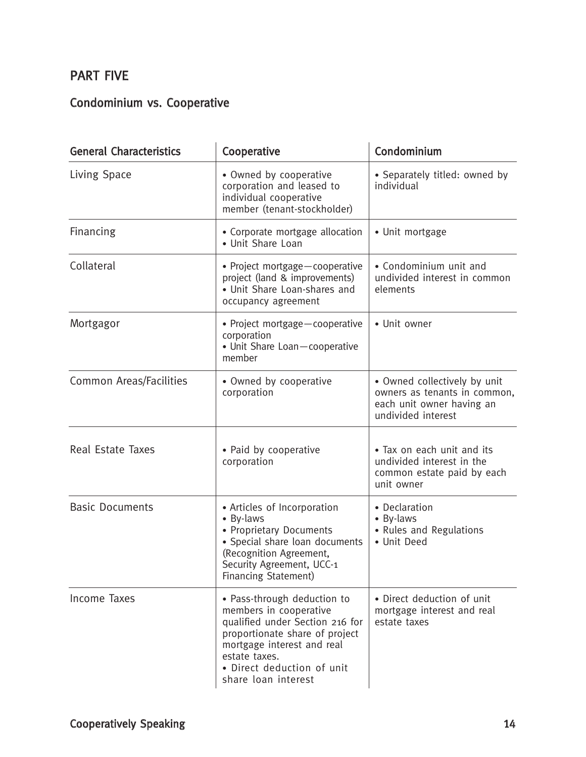## PART FIVE

### Condominium vs. Cooperative

| General Characteristics | Cooperative | Condominium |
|---|---|---|
| Living Space | • Owned by cooperative corporation and leased to individual cooperative member (tenant-stockholder) | • Separately titled: owned by individual |
| Financing | • Corporate mortgage allocation<br>• Unit Share Loan | • Unit mortgage |
| Collateral | • Project mortgage—cooperative project (land & improvements)<br>• Unit Share Loan-shares and occupancy agreement | • Condominium unit and undivided interest in common elements |
| Mortgagor | • Project mortgage—cooperative corporation<br>• Unit Share Loan—cooperative member | • Unit owner |
| Common Areas/Facilities | • Owned by cooperative corporation | • Owned collectively by unit owners as tenants in common, each unit owner having an undivided interest |
| Real Estate Taxes | • Paid by cooperative corporation | • Tax on each unit and its undivided interest in the common estate paid by each unit owner |
| Basic Documents | • Articles of Incorporation<br>• By-laws<br>• Proprietary Documents<br>• Special share loan documents (Recognition Agreement, Security Agreement, UCC-1 Financing Statement) | • Declaration<br>• By-laws<br>• Rules and Regulations<br>• Unit Deed |
| Income Taxes | • Pass-through deduction to members in cooperative qualified under Section 216 for proportionate share of project mortgage interest and real estate taxes.<br>• Direct deduction of unit share loan interest | • Direct deduction of unit mortgage interest and real estate taxes |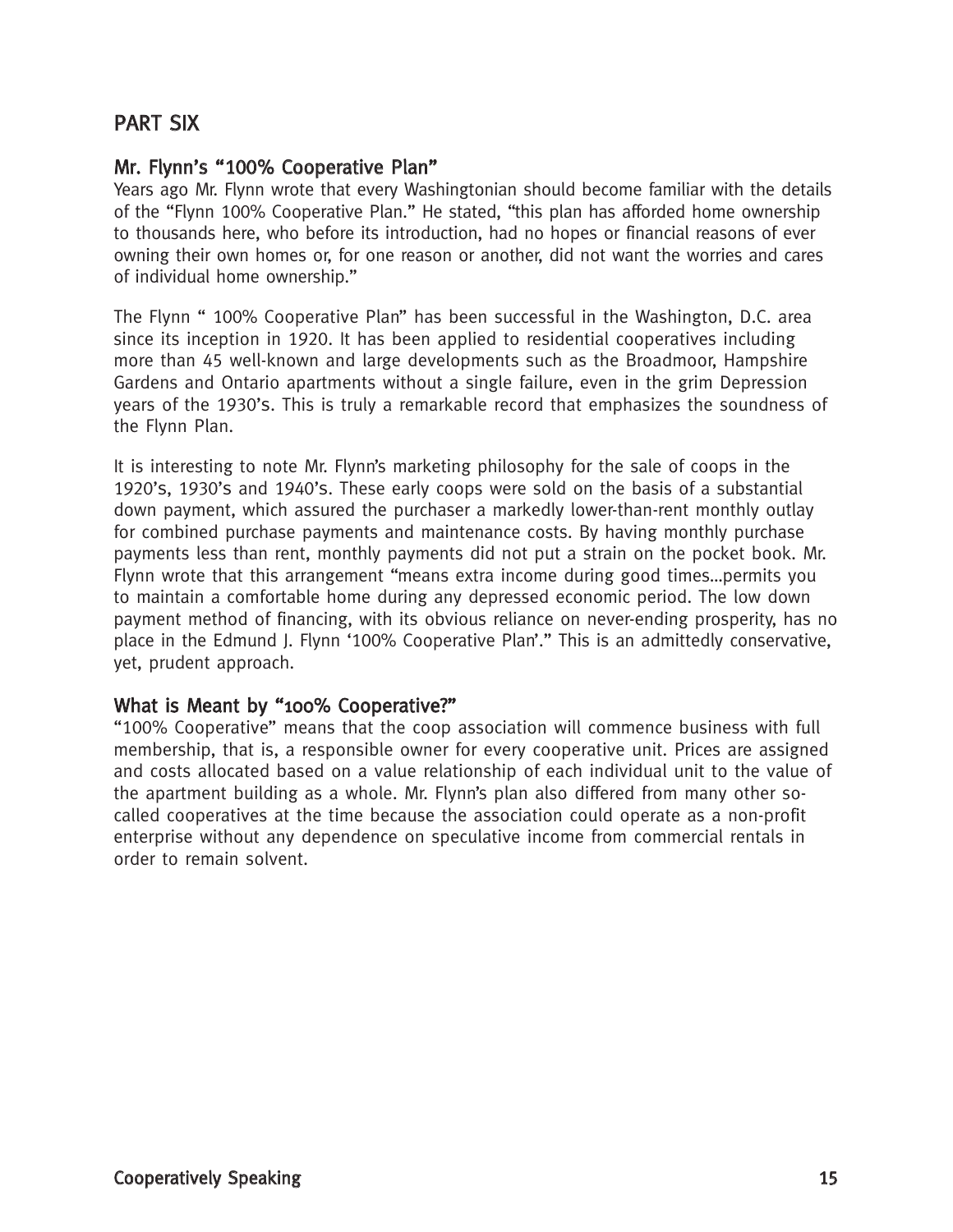## PART SIX

### Mr. Flynn's "100% Cooperative Plan"

Years ago Mr. Flynn wrote that every Washingtonian should become familiar with the details of the "Flynn 100% Cooperative Plan." He stated, "this plan has afforded home ownership to thousands here, who before its introduction, had no hopes or financial reasons of ever owning their own homes or, for one reason or another, did not want the worries and cares of individual home ownership."

The Flynn " 100% Cooperative Plan" has been successful in the Washington, D.C. area since its inception in 1920. It has been applied to residential cooperatives including more than 45 well-known and large developments such as the Broadmoor, Hampshire Gardens and Ontario apartments without a single failure, even in the grim Depression years of the 1930's. This is truly a remarkable record that emphasizes the soundness of the Flynn Plan.

It is interesting to note Mr. Flynn's marketing philosophy for the sale of coops in the 1920's, 1930's and 1940's. These early coops were sold on the basis of a substantial down payment, which assured the purchaser a markedly lower-than-rent monthly outlay for combined purchase payments and maintenance costs. By having monthly purchase payments less than rent, monthly payments did not put a strain on the pocket book. Mr. Flynn wrote that this arrangement "means extra income during good times…permits you to maintain a comfortable home during any depressed economic period. The low down payment method of financing, with its obvious reliance on never-ending prosperity, has no place in the Edmund J. Flynn '100% Cooperative Plan'." This is an admittedly conservative, yet, prudent approach.

### What is Meant by "100% Cooperative?"

"100% Cooperative" means that the coop association will commence business with full membership, that is, a responsible owner for every cooperative unit. Prices are assigned and costs allocated based on a value relationship of each individual unit to the value of the apartment building as a whole. Mr. Flynn's plan also differed from many other so-called cooperatives at the time because the association could operate as a non-profit enterprise without any dependence on speculative income from commercial rentals in order to remain solvent.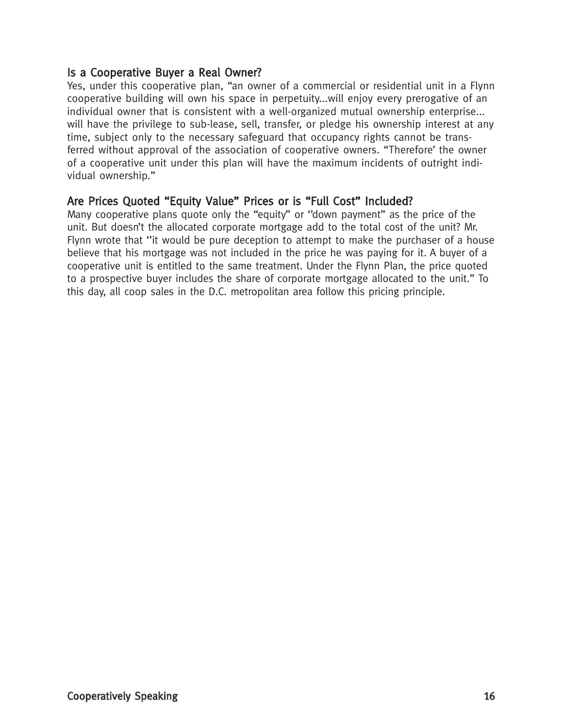## Is a Cooperative Buyer a Real Owner?

Yes, under this cooperative plan, "an owner of a commercial or residential unit in a Flynn cooperative building will own his space in perpetuity...will enjoy every prerogative of an individual owner that is consistent with a well-organized mutual ownership enterprise... will have the privilege to sub-lease, sell, transfer, or pledge his ownership interest at any time, subject only to the necessary safeguard that occupancy rights cannot be transferred without approval of the association of cooperative owners. "Therefore' the owner of a cooperative unit under this plan will have the maximum incidents of outright individual ownership."

## Are Prices Quoted "Equity Value" Prices or is "Full Cost" Included?

Many cooperative plans quote only the "equity" or ''down payment" as the price of the unit. But doesn't the allocated corporate mortgage add to the total cost of the unit? Mr. Flynn wrote that ''it would be pure deception to attempt to make the purchaser of a house believe that his mortgage was not included in the price he was paying for it. A buyer of a cooperative unit is entitled to the same treatment. Under the Flynn Plan, the price quoted to a prospective buyer includes the share of corporate mortgage allocated to the unit." To this day, all coop sales in the D.C. metropolitan area follow this pricing principle.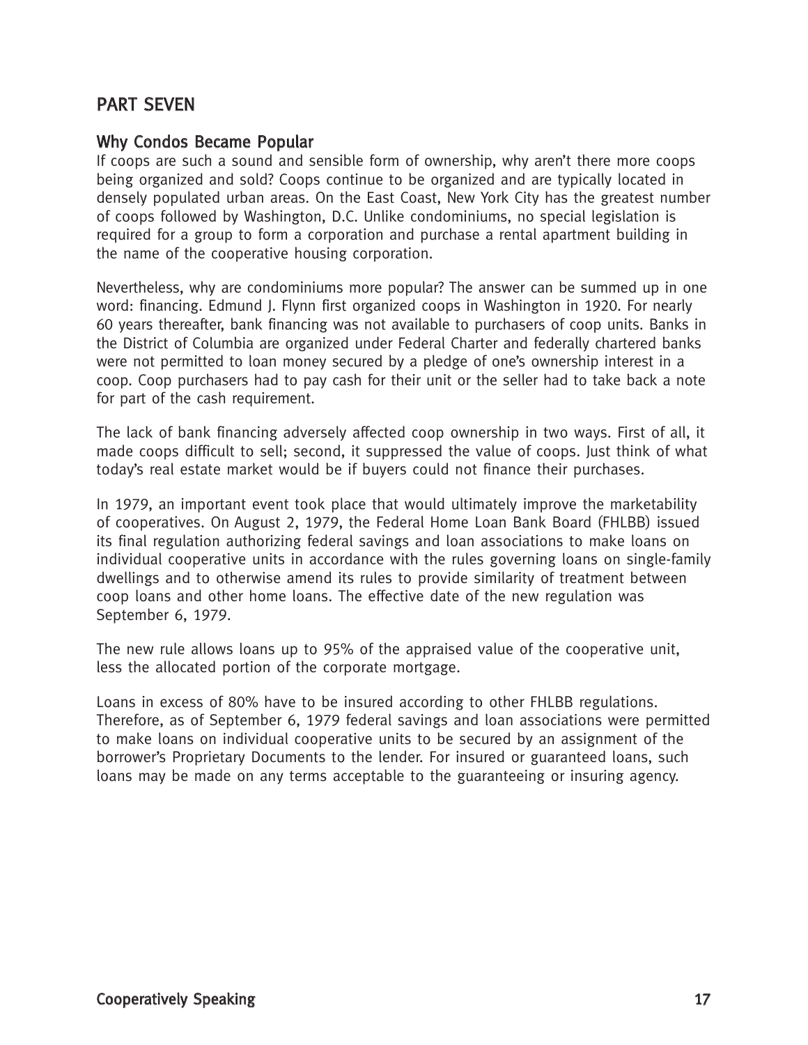## PART SEVEN

### Why Condos Became Popular

If coops are such a sound and sensible form of ownership, why aren't there more coops being organized and sold? Coops continue to be organized and are typically located in densely populated urban areas. On the East Coast, New York City has the greatest number of coops followed by Washington, D.C. Unlike condominiums, no special legislation is required for a group to form a corporation and purchase a rental apartment building in the name of the cooperative housing corporation.

Nevertheless, why are condominiums more popular? The answer can be summed up in one word: financing. Edmund J. Flynn first organized coops in Washington in 1920. For nearly 60 years thereafter, bank financing was not available to purchasers of coop units. Banks in the District of Columbia are organized under Federal Charter and federally chartered banks were not permitted to loan money secured by a pledge of one's ownership interest in a coop. Coop purchasers had to pay cash for their unit or the seller had to take back a note for part of the cash requirement.

The lack of bank financing adversely affected coop ownership in two ways. First of all, it made coops difficult to sell; second, it suppressed the value of coops. Just think of what today's real estate market would be if buyers could not finance their purchases.

In 1979, an important event took place that would ultimately improve the marketability of cooperatives. On August 2, 1979, the Federal Home Loan Bank Board (FHLBB) issued its final regulation authorizing federal savings and loan associations to make loans on individual cooperative units in accordance with the rules governing loans on single-family dwellings and to otherwise amend its rules to provide similarity of treatment between coop loans and other home loans. The effective date of the new regulation was September 6, 1979.

The new rule allows loans up to 95% of the appraised value of the cooperative unit, less the allocated portion of the corporate mortgage.

Loans in excess of 80% have to be insured according to other FHLBB regulations. Therefore, as of September 6, 1979 federal savings and loan associations were permitted to make loans on individual cooperative units to be secured by an assignment of the borrower's Proprietary Documents to the lender. For insured or guaranteed loans, such loans may be made on any terms acceptable to the guaranteeing or insuring agency.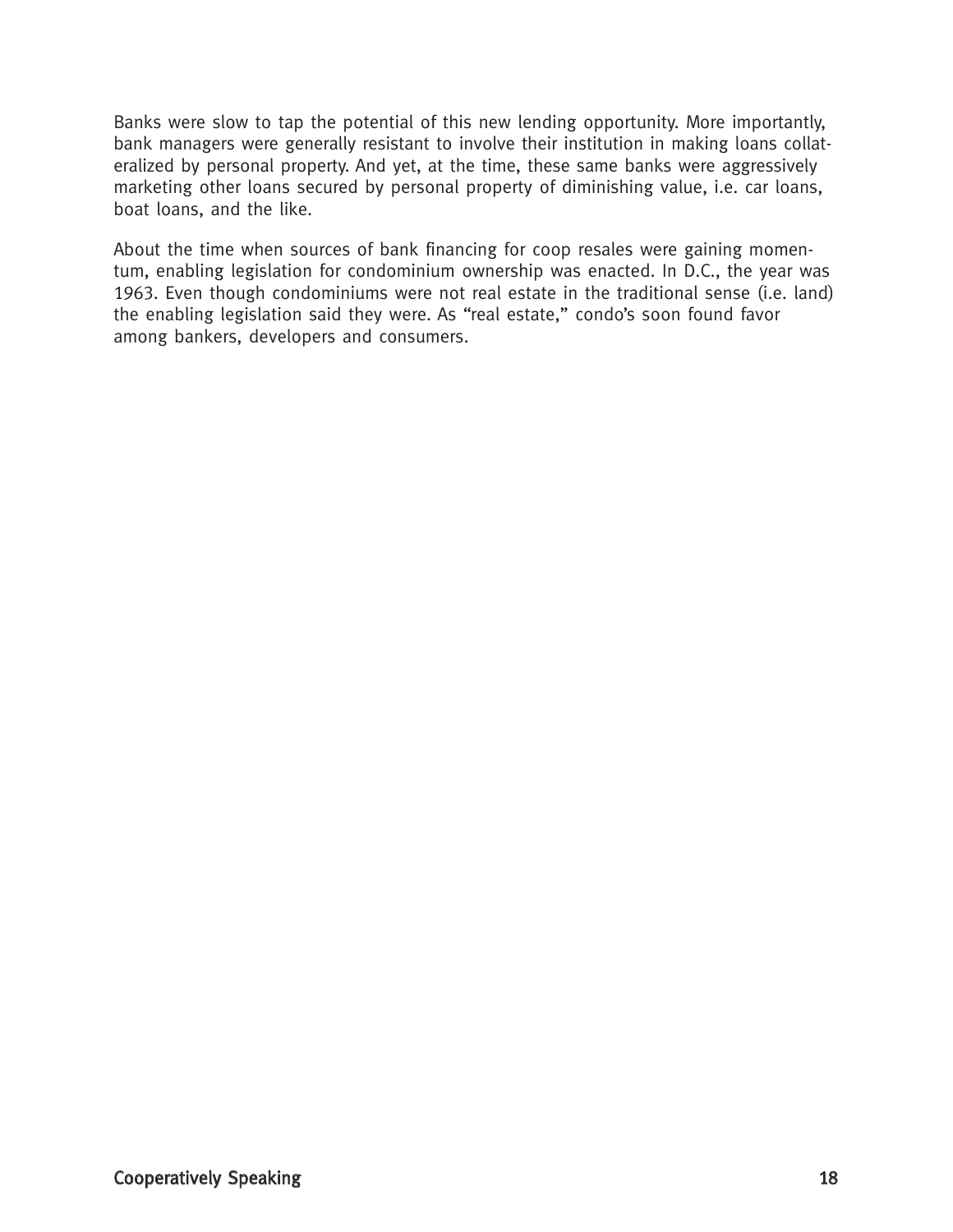Banks were slow to tap the potential of this new lending opportunity. More importantly, bank managers were generally resistant to involve their institution in making loans collateralized by personal property. And yet, at the time, these same banks were aggressively marketing other loans secured by personal property of diminishing value, i.e. car loans, boat loans, and the like.

About the time when sources of bank financing for coop resales were gaining momentum, enabling legislation for condominium ownership was enacted. In D.C., the year was 1963. Even though condominiums were not real estate in the traditional sense (i.e. land) the enabling legislation said they were. As "real estate," condo's soon found favor among bankers, developers and consumers.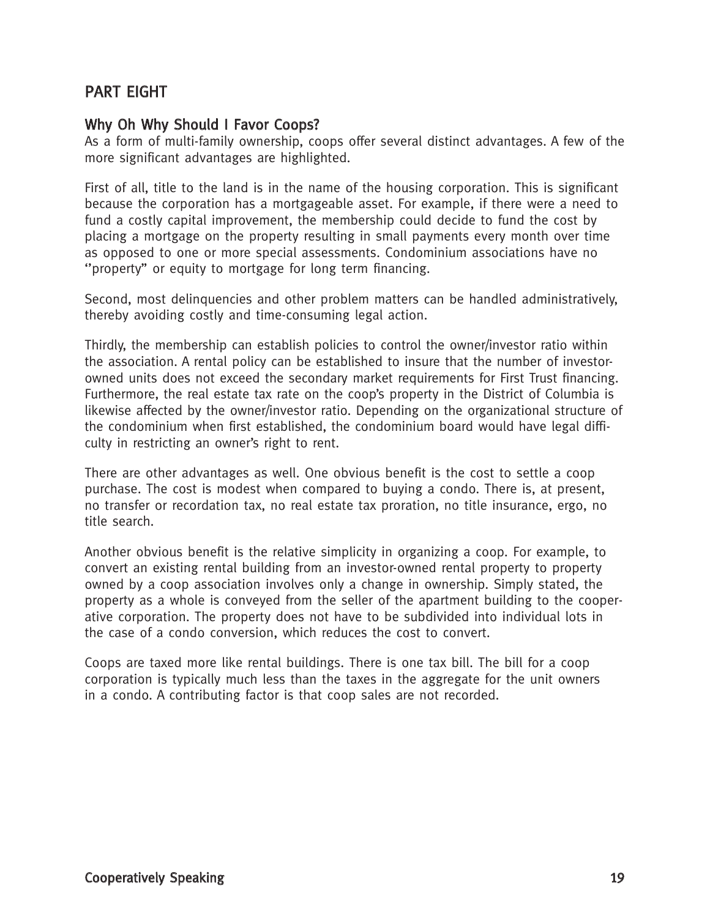## PART EIGHT

### Why Oh Why Should I Favor Coops?

As a form of multi-family ownership, coops offer several distinct advantages. A few of the more significant advantages are highlighted.

First of all, title to the land is in the name of the housing corporation. This is significant because the corporation has a mortgageable asset. For example, if there were a need to fund a costly capital improvement, the membership could decide to fund the cost by placing a mortgage on the property resulting in small payments every month over time as opposed to one or more special assessments. Condominium associations have no ''property" or equity to mortgage for long term financing.

Second, most delinquencies and other problem matters can be handled administratively, thereby avoiding costly and time-consuming legal action.

Thirdly, the membership can establish policies to control the owner/investor ratio within the association. A rental policy can be established to insure that the number of investor-owned units does not exceed the secondary market requirements for First Trust financing. Furthermore, the real estate tax rate on the coop's property in the District of Columbia is likewise affected by the owner/investor ratio. Depending on the organizational structure of the condominium when first established, the condominium board would have legal difficulty in restricting an owner's right to rent.

There are other advantages as well. One obvious benefit is the cost to settle a coop purchase. The cost is modest when compared to buying a condo. There is, at present, no transfer or recordation tax, no real estate tax proration, no title insurance, ergo, no title search.

Another obvious benefit is the relative simplicity in organizing a coop. For example, to convert an existing rental building from an investor-owned rental property to property owned by a coop association involves only a change in ownership. Simply stated, the property as a whole is conveyed from the seller of the apartment building to the cooperative corporation. The property does not have to be subdivided into individual lots in the case of a condo conversion, which reduces the cost to convert.

Coops are taxed more like rental buildings. There is one tax bill. The bill for a coop corporation is typically much less than the taxes in the aggregate for the unit owners in a condo. A contributing factor is that coop sales are not recorded.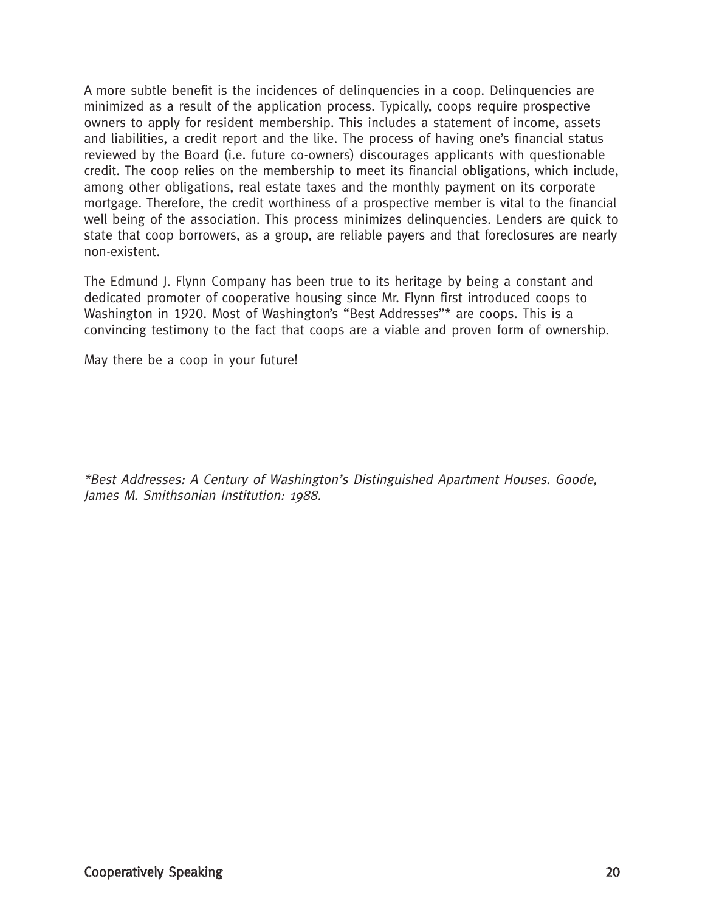A more subtle benefit is the incidences of delinquencies in a coop. Delinquencies are minimized as a result of the application process. Typically, coops require prospective owners to apply for resident membership. This includes a statement of income, assets and liabilities, a credit report and the like. The process of having one's financial status reviewed by the Board (i.e. future co-owners) discourages applicants with questionable credit. The coop relies on the membership to meet its financial obligations, which include, among other obligations, real estate taxes and the monthly payment on its corporate mortgage. Therefore, the credit worthiness of a prospective member is vital to the financial well being of the association. This process minimizes delinquencies. Lenders are quick to state that coop borrowers, as a group, are reliable payers and that foreclosures are nearly non-existent.

The Edmund J. Flynn Company has been true to its heritage by being a constant and dedicated promoter of cooperative housing since Mr. Flynn first introduced coops to Washington in 1920. Most of Washington's "Best Addresses"* are coops. This is a convincing testimony to the fact that coops are a viable and proven form of ownership.

May there be a coop in your future!

*\*Best Addresses: A Century of Washington's Distinguished Apartment Houses. Goode, James M. Smithsonian Institution: 1988.*